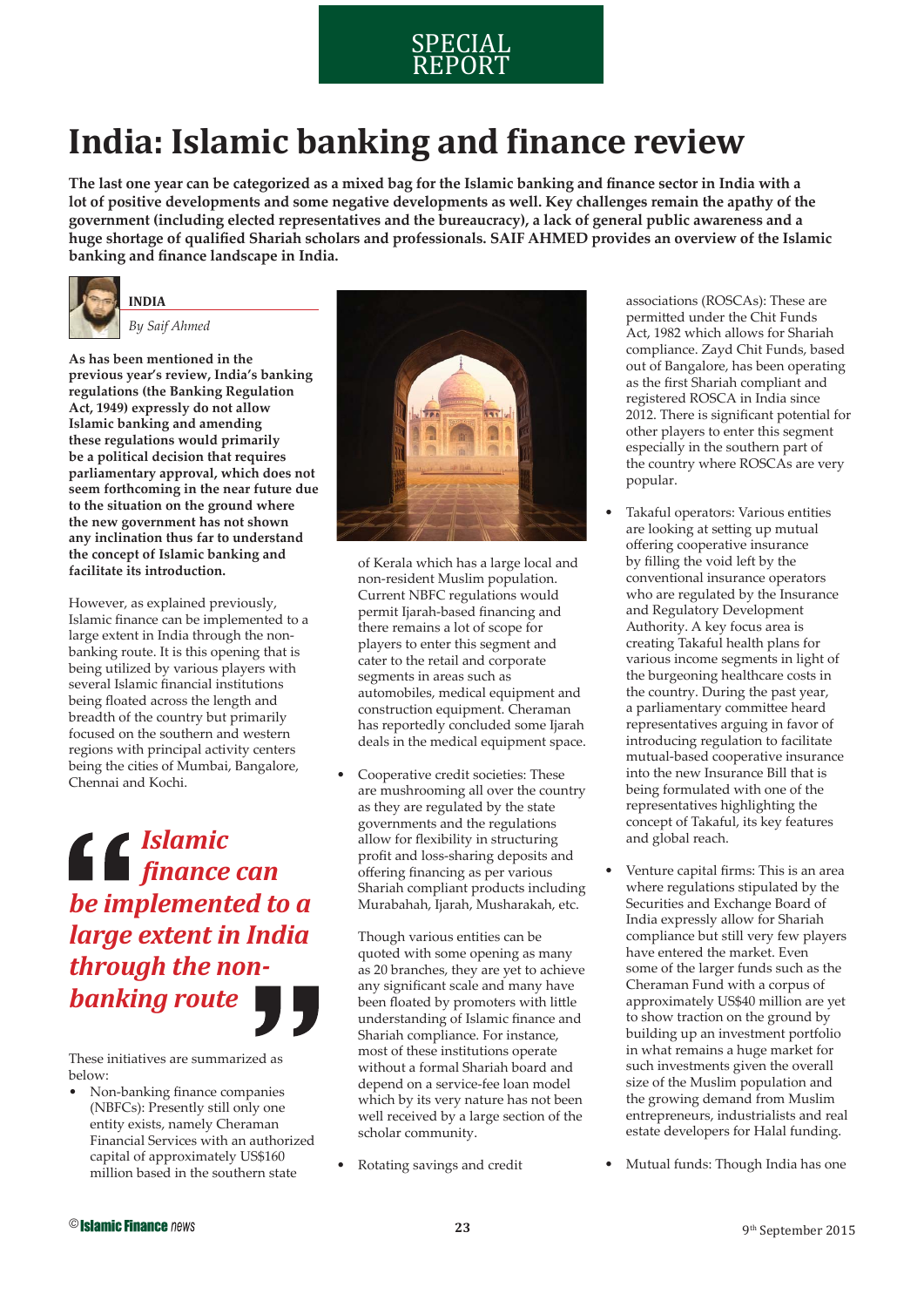SPECIAL REPORT

# India: Islamic banking and finance review

**The last one year can be categorized as a mixed bag for the Islamic banking and finance sector in India with a lot of positive developments and some negative developments as well. Key challenges remain the apathy of the government (including elected representatives and the bureaucracy), a lack of general public awareness and a huge shortage of qualified Shariah scholars and professionals. SAIF AHMED provides an overview of the Islamic banking and finance landscape in India.**

**INDIA**

*By Saif Ahmed*

**As has been mentioned in the previous year's review, India's banking regulations (the Banking Regulation Act, 1949) expressly do not allow Islamic banking and amending these regulations would primarily be a political decision that requires parliamentary approval, which does not seem forthcoming in the near future due to the situation on the ground where the new government has not shown any inclination thus far to understand the concept of Islamic banking and facilitate its introduction.**

However, as explained previously, Islamic finance can be implemented to a large extent in India through the non-banking route. It is this opening that is being utilized by various players with several Islamic financial institutions being floated across the length and breadth of the country but primarily focused on the southern and western regions with principal activity centers being the cities of Mumbai, Bangalore, Chennai and Kochi.

> ***Islamic finance can be implemented to a large extent in India through the non-banking route***

These initiatives are summarized as below:

- Non-banking finance companies (NBFCs): Presently still only one entity exists, namely Cheraman Financial Services with an authorized capital of approximately US$160 million based in the southern state of Kerala which has a large local and non-resident Muslim population. Current NBFC regulations would permit Ijarah-based financing and there remains a lot of scope for players to enter this segment and cater to the retail and corporate segments in areas such as automobiles, medical equipment and construction equipment. Cheraman has reportedly concluded some Ijarah deals in the medical equipment space.

- Cooperative credit societies: These are mushrooming all over the country as they are regulated by the state governments and the regulations allow for flexibility in structuring profit and loss-sharing deposits and offering financing as per various Shariah compliant products including Murabahah, Ijarah, Musharakah, etc.

  Though various entities can be quoted with some opening as many as 20 branches, they are yet to achieve any significant scale and many have been floated by promoters with little understanding of Islamic finance and Shariah compliance. For instance, most of these institutions operate without a formal Shariah board and depend on a service-fee loan model which by its very nature has not been well received by a large section of the scholar community.

- Rotating savings and credit associations (ROSCAs): These are permitted under the Chit Funds Act, 1982 which allows for Shariah compliance. Zayd Chit Funds, based out of Bangalore, has been operating as the first Shariah compliant and registered ROSCA in India since 2012. There is significant potential for other players to enter this segment especially in the southern part of the country where ROSCAs are very popular.

- Takaful operators: Various entities are looking at setting up mutual offering cooperative insurance by filling the void left by the conventional insurance operators who are regulated by the Insurance and Regulatory Development Authority. A key focus area is creating Takaful health plans for various income segments in light of the burgeoning healthcare costs in the country. During the past year, a parliamentary committee heard representatives arguing in favor of introducing regulation to facilitate mutual-based cooperative insurance into the new Insurance Bill that is being formulated with one of the representatives highlighting the concept of Takaful, its key features and global reach.

- Venture capital firms: This is an area where regulations stipulated by the Securities and Exchange Board of India expressly allow for Shariah compliance but still very few players have entered the market. Even some of the larger funds such as the Cheraman Fund with a corpus of approximately US$40 million are yet to show traction on the ground by building up an investment portfolio in what remains a huge market for such investments given the overall size of the Muslim population and the growing demand from Muslim entrepreneurs, industrialists and real estate developers for Halal funding.

- Mutual funds: Though India has one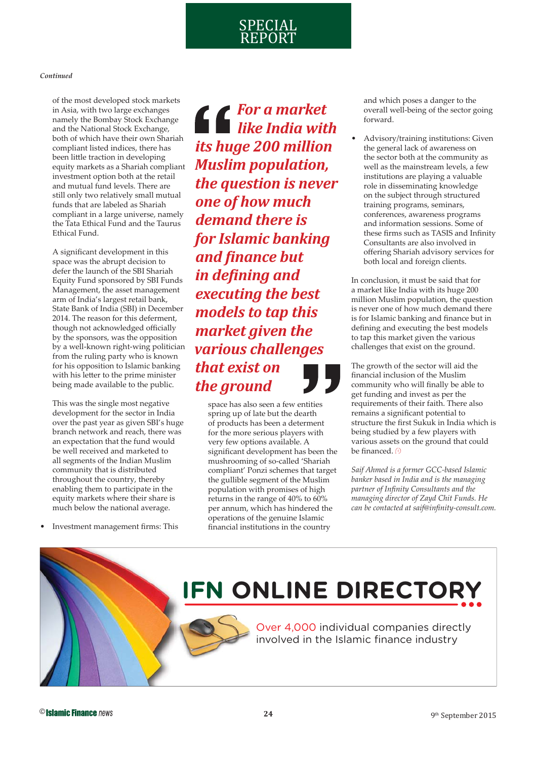*Continued*

of the most developed stock markets in Asia, with two large exchanges namely the Bombay Stock Exchange and the National Stock Exchange, both of which have their own Shariah compliant listed indices, there has been little traction in developing equity markets as a Shariah compliant investment option both at the retail and mutual fund levels. There are still only two relatively small mutual funds that are labeled as Shariah compliant in a large universe, namely the Tata Ethical Fund and the Taurus Ethical Fund.

A significant development in this space was the abrupt decision to defer the launch of the SBI Shariah Equity Fund sponsored by SBI Funds Management, the asset management arm of India's largest retail bank, State Bank of India (SBI) in December 2014. The reason for this deferment, though not acknowledged officially by the sponsors, was the opposition by a well-known right-wing politician from the ruling party who is known for his opposition to Islamic banking with his letter to the prime minister being made available to the public.

This was the single most negative development for the sector in India over the past year as given SBI's huge branch network and reach, there was an expectation that the fund would be well received and marketed to all segments of the Indian Muslim community that is distributed throughout the country, thereby enabling them to participate in the equity markets where their share is much below the national average.

- Investment management firms: This space has also seen a few entities spring up of late but the dearth of products has been a determent for the more serious players with very few options available. A significant development has been the mushrooming of so-called 'Shariah compliant' Ponzi schemes that target the gullible segment of the Muslim population with promises of high returns in the range of 40% to 60% per annum, which has hindered the operations of the genuine Islamic financial institutions in the country and which poses a danger to the overall well-being of the sector going forward.

> ***For a market like India with its huge 200 million Muslim population, the question is never one of how much demand there is for Islamic banking and finance but in defining and executing the best models to tap this market given the various challenges that exist on the ground***

- Advisory/training institutions: Given the general lack of awareness on the sector both at the community as well as the mainstream levels, a few institutions are playing a valuable role in disseminating knowledge on the subject through structured training programs, seminars, conferences, awareness programs and information sessions. Some of these firms such as TASIS and Infinity Consultants are also involved in offering Shariah advisory services for both local and foreign clients.

In conclusion, it must be said that for a market like India with its huge 200 million Muslim population, the question is never one of how much demand there is for Islamic banking and finance but in defining and executing the best models to tap this market given the various challenges that exist on the ground.

The growth of the sector will aid the financial inclusion of the Muslim community who will finally be able to get funding and invest as per the requirements of their faith. There also remains a significant potential to structure the first Sukuk in India which is being studied by a few players with various assets on the ground that could be financed.

*Saif Ahmed is a former GCC-based Islamic banker based in India and is the managing partner of Infinity Consultants and the managing director of Zayd Chit Funds. He can be contacted at saif@infinity-consult.com.*

**IFN ONLINE DIRECTORY**

Over 4,000 individual companies directly involved in the Islamic finance industry